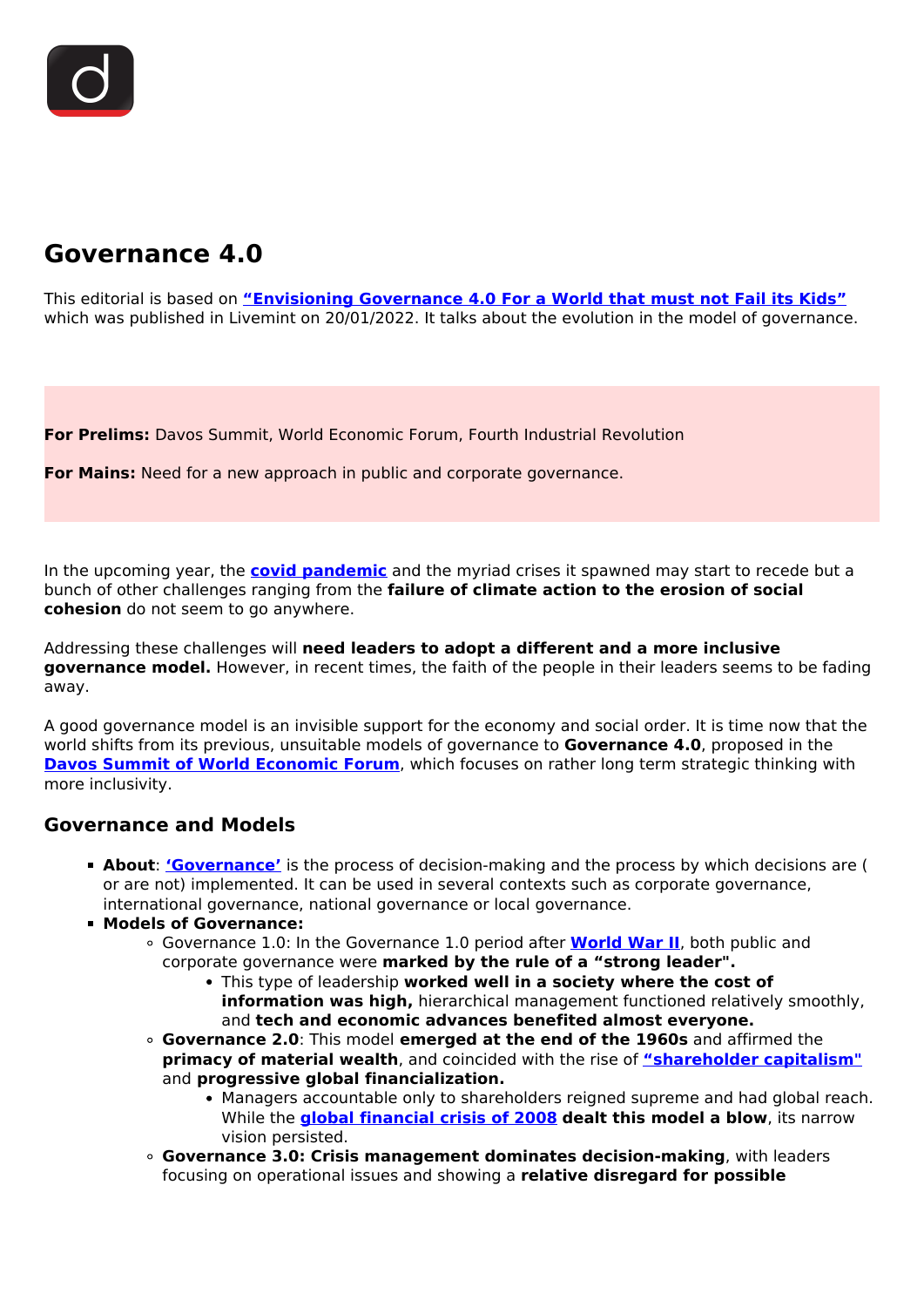# Governance 4.0

This editorial is based on **“Envisioning Governance 4.0 For a World that must not Fail its Kids”** which was published in Livemint on 20/01/2022. It talks about the evolution in the model of governance.

**For Prelims:** Davos Summit, World Economic Forum, Fourth Industrial Revolution

**For Mains:** Need for a new approach in public and corporate governance.

In the upcoming year, the **covid pandemic** and the myriad crises it spawned may start to recede but a bunch of other challenges ranging from the **failure of climate action to the erosion of social cohesion** do not seem to go anywhere.

Addressing these challenges will **need leaders to adopt a different and a more inclusive governance model.** However, in recent times, the faith of the people in their leaders seems to be fading away.

A good governance model is an invisible support for the economy and social order. It is time now that the world shifts from its previous, unsuitable models of governance to **Governance 4.0**, proposed in the **Davos Summit of World Economic Forum**, which focuses on rather long term strategic thinking with more inclusivity.

## Governance and Models

- **About**: **‘Governance’** is the process of decision-making and the process by which decisions are ( or are not) implemented. It can be used in several contexts such as corporate governance, international governance, national governance or local governance.
- **Models of Governance:**
  - Governance 1.0: In the Governance 1.0 period after **World War II**, both public and corporate governance were **marked by the rule of a “strong leader".**
    - This type of leadership **worked well in a society where the cost of information was high,** hierarchical management functioned relatively smoothly, and **tech and economic advances benefited almost everyone.**
  - **Governance 2.0**: This model **emerged at the end of the 1960s** and affirmed the **primacy of material wealth**, and coincided with the rise of **“shareholder capitalism"** and **progressive global financialization.**
    - Managers accountable only to shareholders reigned supreme and had global reach. While the **global financial crisis of 2008 dealt this model a blow**, its narrow vision persisted.
  - **Governance 3.0: Crisis management dominates decision-making**, with leaders focusing on operational issues and showing a **relative disregard for possible**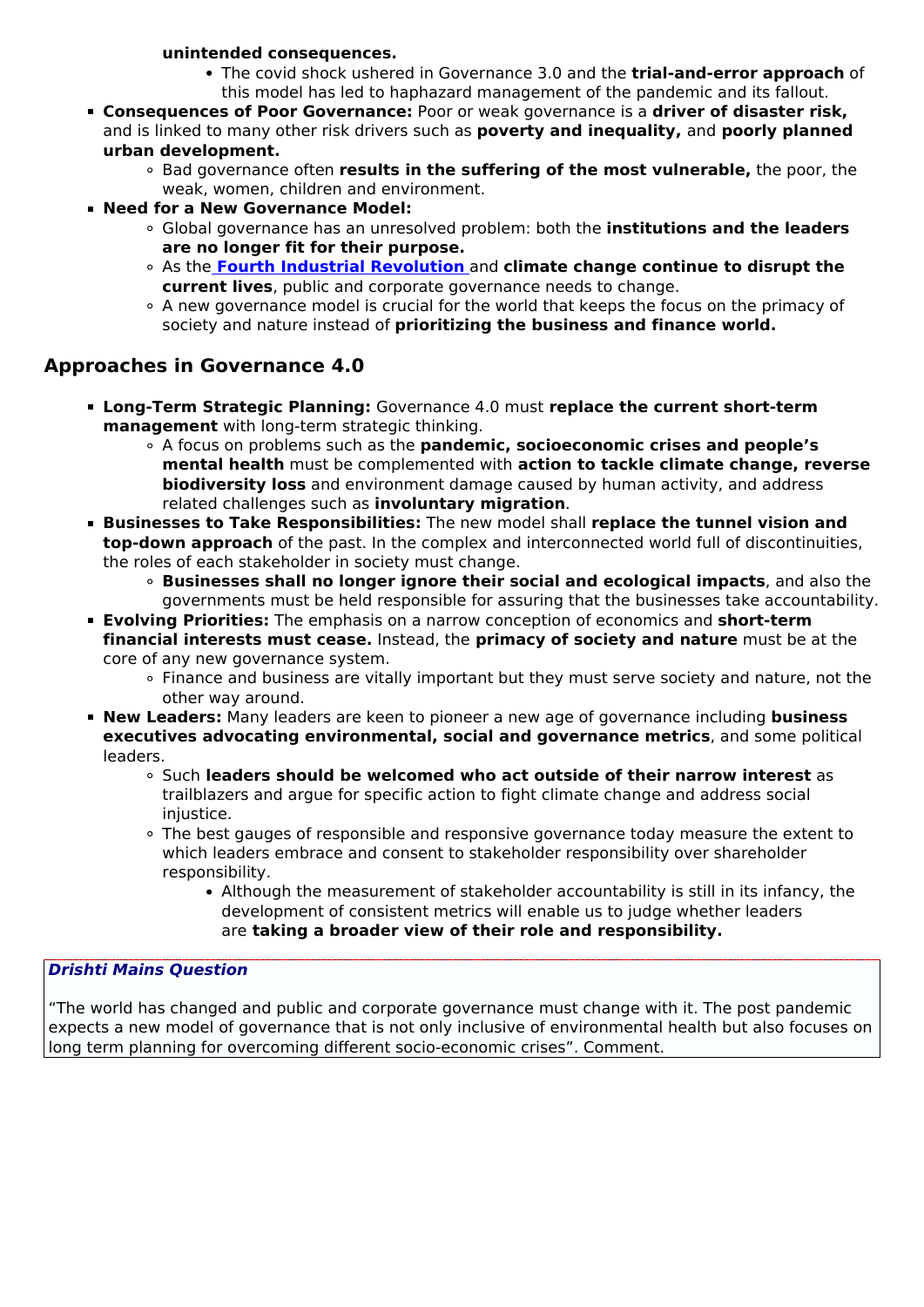**unintended consequences.**
        - The covid shock ushered in Governance 3.0 and the **trial-and-error approach** of this model has led to haphazard management of the pandemic and its fallout.
- **Consequences of Poor Governance:** Poor or weak governance is a **driver of disaster risk,** and is linked to many other risk drivers such as **poverty and inequality,** and **poorly planned urban development.**
    - Bad governance often **results in the suffering of the most vulnerable,** the poor, the weak, women, children and environment.
- **Need for a New Governance Model:**
    - Global governance has an unresolved problem: both the **institutions and the leaders are no longer fit for their purpose.**
    - As the **Fourth Industrial Revolution** and **climate change continue to disrupt the current lives**, public and corporate governance needs to change.
    - A new governance model is crucial for the world that keeps the focus on the primacy of society and nature instead of **prioritizing the business and finance world.**

## Approaches in Governance 4.0

- **Long-Term Strategic Planning:** Governance 4.0 must **replace the current short-term management** with long-term strategic thinking.
    - A focus on problems such as the **pandemic, socioeconomic crises and people's mental health** must be complemented with **action to tackle climate change, reverse biodiversity loss** and environment damage caused by human activity, and address related challenges such as **involuntary migration**.
- **Businesses to Take Responsibilities:** The new model shall **replace the tunnel vision and top-down approach** of the past. In the complex and interconnected world full of discontinuities, the roles of each stakeholder in society must change.
    - **Businesses shall no longer ignore their social and ecological impacts**, and also the governments must be held responsible for assuring that the businesses take accountability.
- **Evolving Priorities:** The emphasis on a narrow conception of economics and **short-term financial interests must cease.** Instead, the **primacy of society and nature** must be at the core of any new governance system.
    - Finance and business are vitally important but they must serve society and nature, not the other way around.
- **New Leaders:** Many leaders are keen to pioneer a new age of governance including **business executives advocating environmental, social and governance metrics**, and some political leaders.
    - Such **leaders should be welcomed who act outside of their narrow interest** as trailblazers and argue for specific action to fight climate change and address social injustice.
    - The best gauges of responsible and responsive governance today measure the extent to which leaders embrace and consent to stakeholder responsibility over shareholder responsibility.
        - Although the measurement of stakeholder accountability is still in its infancy, the development of consistent metrics will enable us to judge whether leaders are **taking a broader view of their role and responsibility.**

***Drishti Mains Question***

"The world has changed and public and corporate governance must change with it. The post pandemic expects a new model of governance that is not only inclusive of environmental health but also focuses on long term planning for overcoming different socio-economic crises". Comment.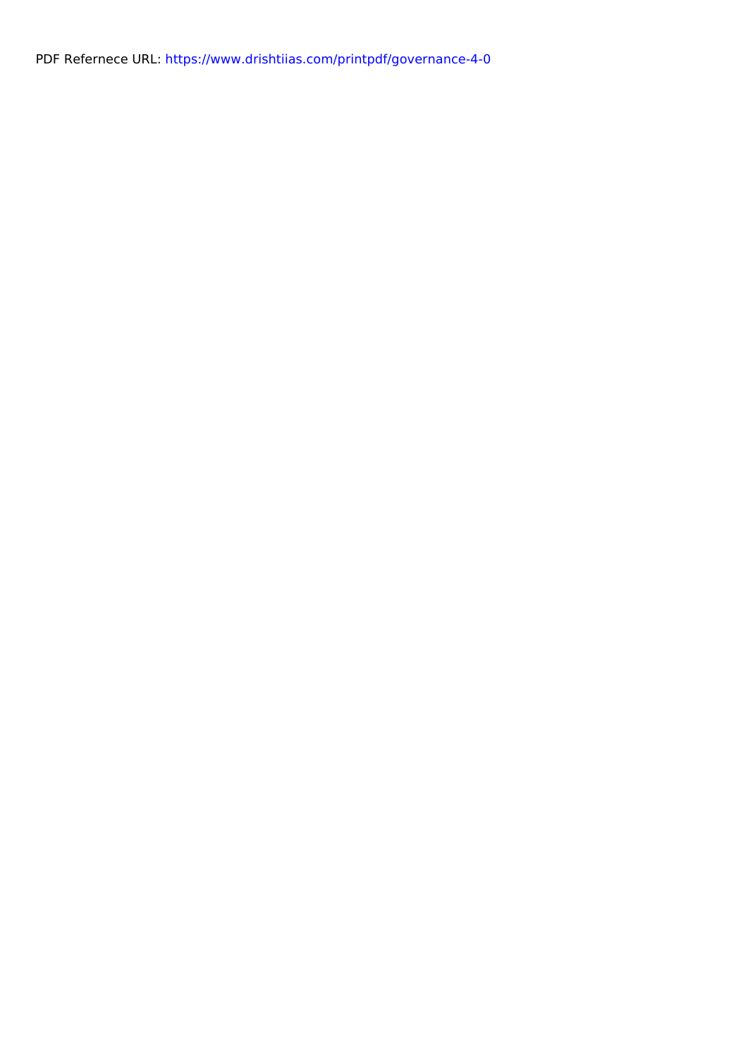PDF Refernece URL: https://www.drishtiias.com/printpdf/governance-4-0